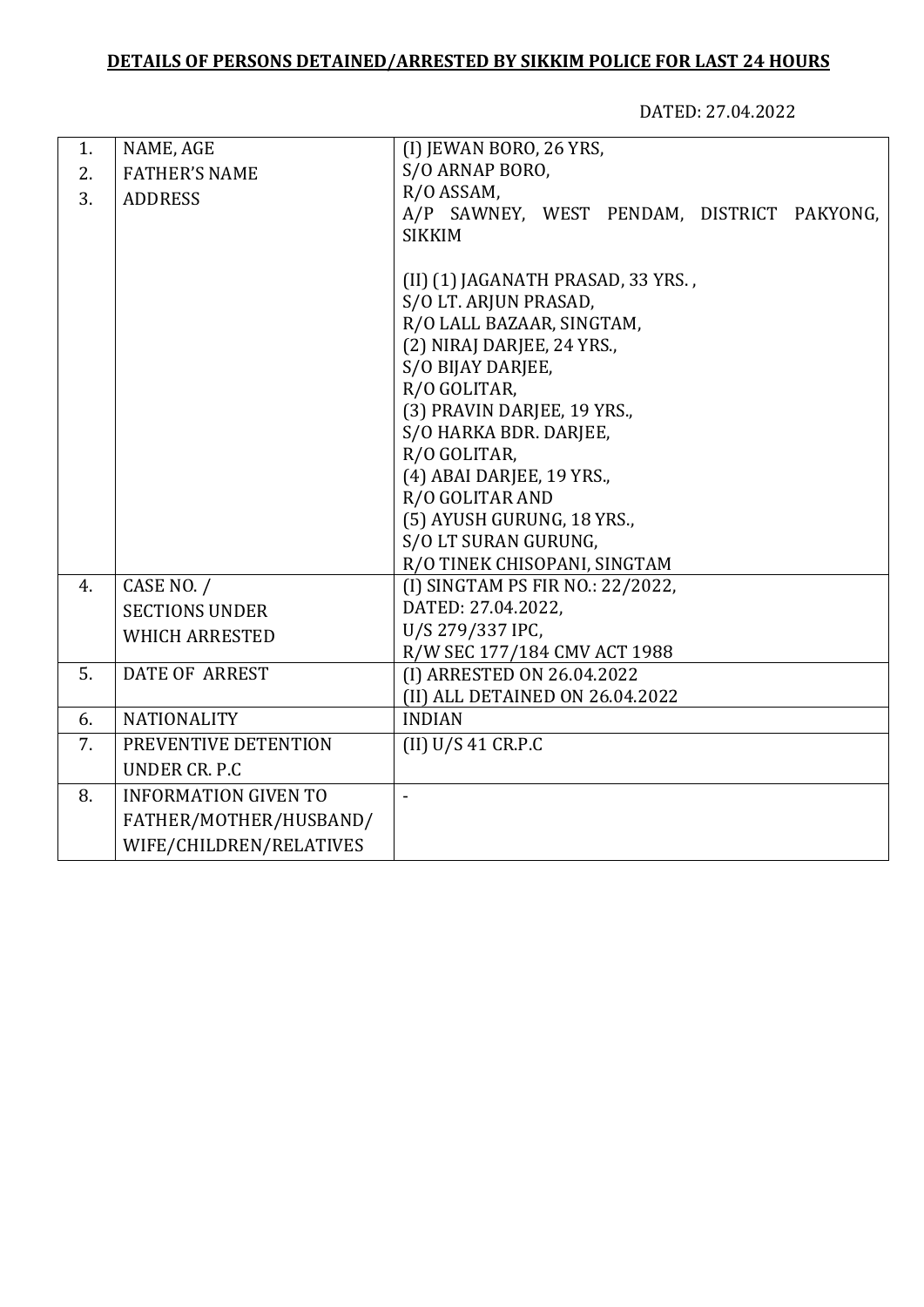**DETAILS OF PERSONS DETAINED/ARRESTED BY SIKKIM POLICE FOR LAST 24 HOURS**

DATED: 27.04.2022

| | | |
|---|---|---|
| 1.<br>2.<br>3. | NAME, AGE<br>FATHER'S NAME<br>ADDRESS | (I) JEWAN BORO, 26 YRS,<br>S/O ARNAP BORO,<br>R/O ASSAM,<br>A/P SAWNEY, WEST PENDAM, DISTRICT PAKYONG, SIKKIM<br><br>(II) (1) JAGANATH PRASAD, 33 YRS. ,<br>S/O LT. ARJUN PRASAD,<br>R/O LALL BAZAAR, SINGTAM,<br>(2) NIRAJ DARJEE, 24 YRS.,<br>S/O BIJAY DARJEE,<br>R/O GOLITAR,<br>(3) PRAVIN DARJEE, 19 YRS.,<br>S/O HARKA BDR. DARJEE,<br>R/O GOLITAR,<br>(4) ABAI DARJEE, 19 YRS.,<br>R/O GOLITAR AND<br>(5) AYUSH GURUNG, 18 YRS.,<br>S/O LT SURAN GURUNG,<br>R/O TINEK CHISOPANI, SINGTAM |
| 4. | CASE NO. /<br>SECTIONS UNDER<br>WHICH ARRESTED | (I) SINGTAM PS FIR NO.: 22/2022,<br>DATED: 27.04.2022,<br>U/S 279/337 IPC,<br>R/W SEC 177/184 CMV ACT 1988 |
| 5. | DATE OF ARREST | (I) ARRESTED ON 26.04.2022<br>(II) ALL DETAINED ON 26.04.2022 |
| 6. | NATIONALITY | INDIAN |
| 7. | PREVENTIVE DETENTION UNDER CR. P.C | (II) U/S 41 CR.P.C |
| 8. | INFORMATION GIVEN TO FATHER/MOTHER/HUSBAND/ WIFE/CHILDREN/RELATIVES | - |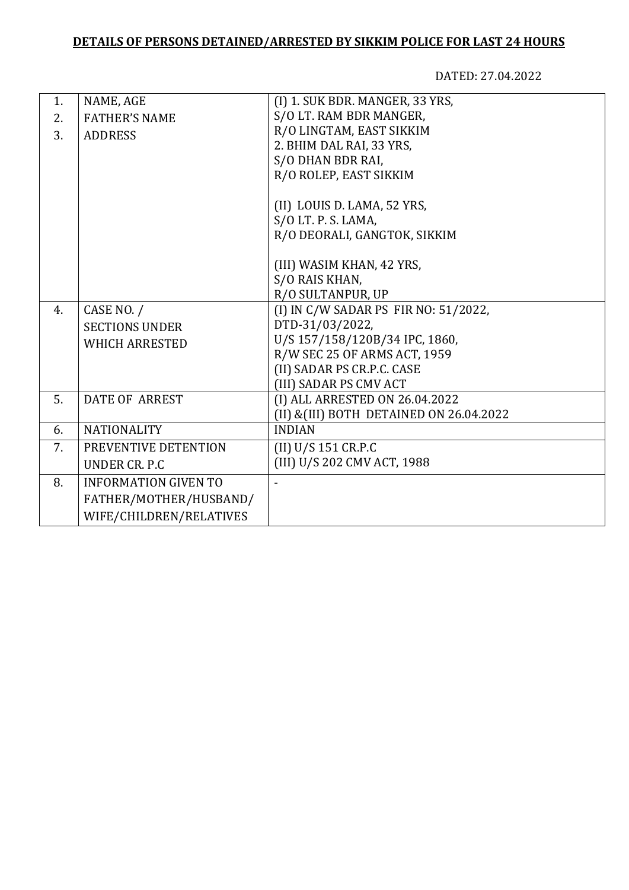**DETAILS OF PERSONS DETAINED/ARRESTED BY SIKKIM POLICE FOR LAST 24 HOURS**

DATED: 27.04.2022

| | | |
|---|---|---|
| 1.<br>2.<br>3. | NAME, AGE<br>FATHER'S NAME<br>ADDRESS | (I) 1. SUK BDR. MANGER, 33 YRS,<br>S/O LT. RAM BDR MANGER,<br>R/O LINGTAM, EAST SIKKIM<br>2. BHIM DAL RAI, 33 YRS,<br>S/O DHAN BDR RAI,<br>R/O ROLEP, EAST SIKKIM<br><br>(II) LOUIS D. LAMA, 52 YRS,<br>S/O LT. P. S. LAMA,<br>R/O DEORALI, GANGTOK, SIKKIM<br><br>(III) WASIM KHAN, 42 YRS,<br>S/O RAIS KHAN,<br>R/O SULTANPUR, UP |
| 4. | CASE NO. /<br>SECTIONS UNDER<br>WHICH ARRESTED | (I) IN C/W SADAR PS FIR NO: 51/2022,<br>DTD-31/03/2022,<br>U/S 157/158/120B/34 IPC, 1860,<br>R/W SEC 25 OF ARMS ACT, 1959<br>(II) SADAR PS CR.P.C. CASE<br>(III) SADAR PS CMV ACT |
| 5. | DATE OF ARREST | (I) ALL ARRESTED ON 26.04.2022<br>(II) &(III) BOTH DETAINED ON 26.04.2022 |
| 6. | NATIONALITY | INDIAN |
| 7. | PREVENTIVE DETENTION<br>UNDER CR. P.C | (II) U/S 151 CR.P.C<br>(III) U/S 202 CMV ACT, 1988 |
| 8. | INFORMATION GIVEN TO<br>FATHER/MOTHER/HUSBAND/<br>WIFE/CHILDREN/RELATIVES | - |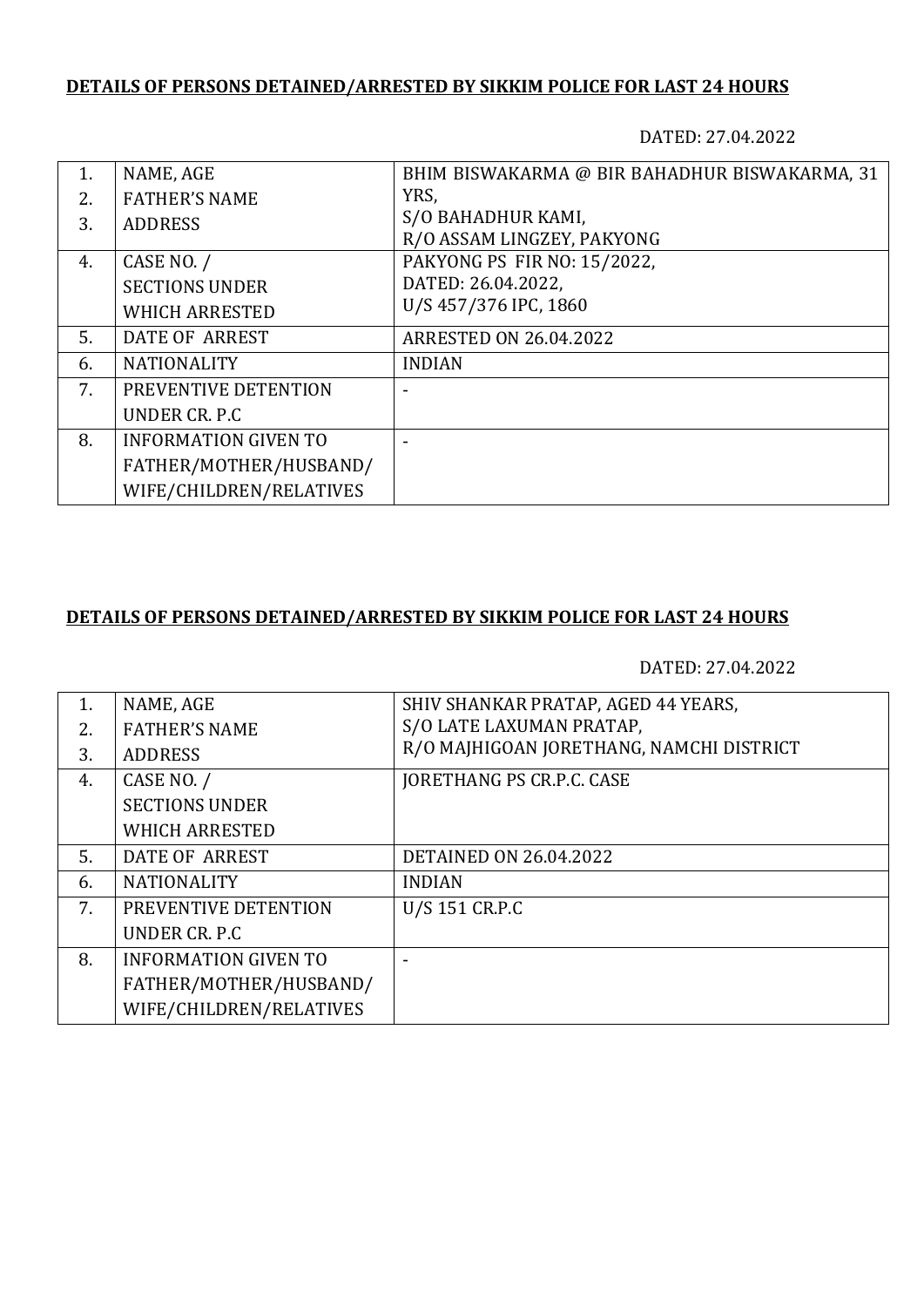**DETAILS OF PERSONS DETAINED/ARRESTED BY SIKKIM POLICE FOR LAST 24 HOURS**

DATED: 27.04.2022

| | | |
|---|---|---|
| 1.<br>2.<br>3. | NAME, AGE<br>FATHER'S NAME<br>ADDRESS | BHIM BISWAKARMA @ BIR BAHADHUR BISWAKARMA, 31 YRS,<br>S/O BAHADHUR KAMI,<br>R/O ASSAM LINGZEY, PAKYONG |
| 4. | CASE NO. /<br>SECTIONS UNDER<br>WHICH ARRESTED | PAKYONG PS FIR NO: 15/2022,<br>DATED: 26.04.2022,<br>U/S 457/376 IPC, 1860 |
| 5. | DATE OF ARREST | ARRESTED ON 26.04.2022 |
| 6. | NATIONALITY | INDIAN |
| 7. | PREVENTIVE DETENTION<br>UNDER CR. P.C | - |
| 8. | INFORMATION GIVEN TO<br>FATHER/MOTHER/HUSBAND/<br>WIFE/CHILDREN/RELATIVES | - |

**DETAILS OF PERSONS DETAINED/ARRESTED BY SIKKIM POLICE FOR LAST 24 HOURS**

DATED: 27.04.2022

| | | |
|---|---|---|
| 1.<br>2.<br>3. | NAME, AGE<br>FATHER'S NAME<br>ADDRESS | SHIV SHANKAR PRATAP, AGED 44 YEARS,<br>S/O LATE LAXUMAN PRATAP,<br>R/O MAJHIGOAN JORETHANG, NAMCHI DISTRICT |
| 4. | CASE NO. /<br>SECTIONS UNDER<br>WHICH ARRESTED | JORETHANG PS CR.P.C. CASE |
| 5. | DATE OF ARREST | DETAINED ON 26.04.2022 |
| 6. | NATIONALITY | INDIAN |
| 7. | PREVENTIVE DETENTION<br>UNDER CR. P.C | U/S 151 CR.P.C |
| 8. | INFORMATION GIVEN TO<br>FATHER/MOTHER/HUSBAND/<br>WIFE/CHILDREN/RELATIVES | - |